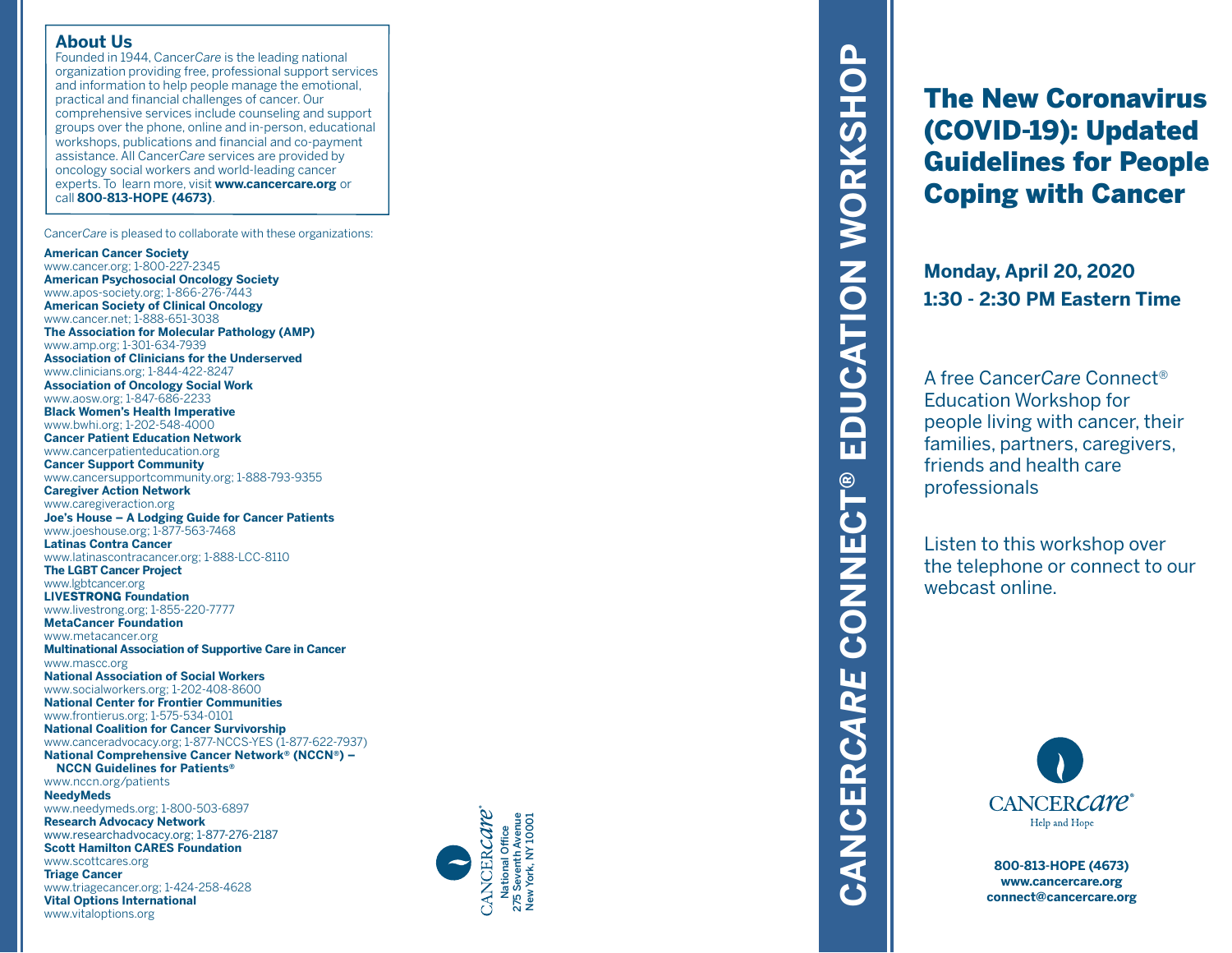## About Us

Founded in 1944, Cancer*Care* is the leading national organization providing free, professional support services and information to help people manage the emotional, practical and financial challenges of cancer. Our comprehensive services include counseling and support groups over the phone, online and in-person, educational workshops, publications and financial and co-payment assistance. All Cancer*Care* services are provided by oncology social workers and world-leading cancer experts. To learn more, visit **www.cancercare.org** or call **800-813-HOPE (4673)**.

Cancer*Care* is pleased to collaborate with these organizations:

**American Cancer Society**
www.cancer.org; 1-800-227-2345
**American Psychosocial Oncology Society**
www.apos-society.org; 1-866-276-7443
**American Society of Clinical Oncology**
www.cancer.net; 1-888-651-3038
**The Association for Molecular Pathology (AMP)**
www.amp.org; 1-301-634-7939
**Association of Clinicians for the Underserved**
www.clinicians.org; 1-844-422-8247
**Association of Oncology Social Work**
www.aosw.org; 1-847-686-2233
**Black Women's Health Imperative**
www.bwhi.org; 1-202-548-4000
**Cancer Patient Education Network**
www.cancerpatienteducation.org
**Cancer Support Community**
www.cancersupportcommunity.org; 1-888-793-9355
**Caregiver Action Network**
www.caregiveraction.org
**Joe's House – A Lodging Guide for Cancer Patients**
www.joeshouse.org; 1-877-563-7468
**Latinas Contra Cancer**
www.latinascontracancer.org; 1-888-LCC-8110
**The LGBT Cancer Project**
www.lgbtcancer.org
**LIVESTRONG Foundation**
www.livestrong.org; 1-855-220-7777
**MetaCancer Foundation**
www.metacancer.org
**Multinational Association of Supportive Care in Cancer**
www.mascc.org
**National Association of Social Workers**
www.socialworkers.org; 1-202-408-8600
**National Center for Frontier Communities**
www.frontierus.org; 1-575-534-0101
**National Coalition for Cancer Survivorship**
www.canceradvocacy.org; 1-877-NCCS-YES (1-877-622-7937)
**National Comprehensive Cancer Network® (NCCN®) – NCCN Guidelines for Patients®**
www.nccn.org/patients
**NeedyMeds**
www.needymeds.org; 1-800-503-6897
**Research Advocacy Network**
www.researchadvocacy.org; 1-877-276-2187
**Scott Hamilton CARES Foundation**
www.scottcares.org
**Triage Cancer**
www.triagecancer.org; 1-424-258-4628
**Vital Options International**
www.vitaloptions.org

CANCER*care*®
National Office
275 Seventh Avenue
New York, NY 10001

**CANCERCARE CONNECT® EDUCATION WORKSHOP**

# The New Coronavirus (COVID-19): Updated Guidelines for People Coping with Cancer

**Monday, April 20, 2020**
**1:30 - 2:30 PM Eastern Time**

A free Cancer*Care* Connect® Education Workshop for people living with cancer, their families, partners, caregivers, friends and health care professionals

Listen to this workshop over the telephone or connect to our webcast online.

CANCER*care*®
Help and Hope

**800-813-HOPE (4673)**
**www.cancercare.org**
**connect@cancercare.org**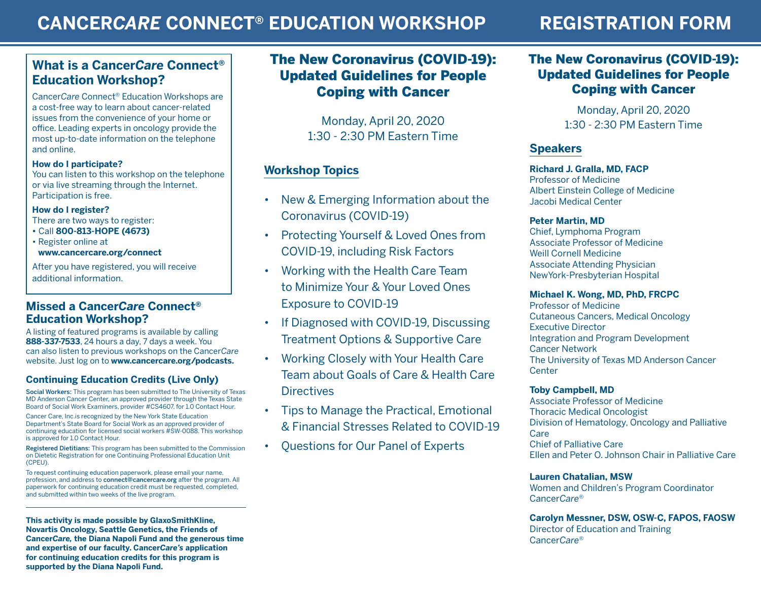# CANCER*CARE* CONNECT® EDUCATION WORKSHOP

## What is a Cancer*Care* Connect® Education Workshop?

Cancer*Care* Connect® Education Workshops are a cost-free way to learn about cancer-related issues from the convenience of your home or office. Leading experts in oncology provide the most up-to-date information on the telephone and online.

**How do I participate?**
You can listen to this workshop on the telephone or via live streaming through the Internet. Participation is free.

**How do I register?**
There are two ways to register:
- Call **800-813-HOPE (4673)**
- Register online at **www.cancercare.org/connect**

After you have registered, you will receive additional information.

## Missed a Cancer*Care* Connect® Education Workshop?

A listing of featured programs is available by calling **888-337-7533**, 24 hours a day, 7 days a week. You can also listen to previous workshops on the Cancer*Care* website. Just log on to **www.cancercare.org/podcasts.**

### Continuing Education Credits (Live Only)

**Social Workers:** This program has been submitted to The University of Texas MD Anderson Cancer Center, an approved provider through the Texas State Board of Social Work Examiners, provider #CS4607, for 1.0 Contact Hour.

Cancer Care, Inc.is recognized by the New York State Education Department's State Board for Social Work as an approved provider of continuing education for licensed social workers #SW-0088. This workshop is approved for 1.0 Contact Hour.

**Registered Dietitians:** This program has been submitted to the Commission on Dietetic Registration for one Continuing Professional Education Unit (CPEU).

To request continuing education paperwork, please email your name, profession, and address to **connect@cancercare.org** after the program. All paperwork for continuing education credit must be requested, completed, and submitted within two weeks of the live program.

---

**This activity is made possible by GlaxoSmithKline, Novartis Oncology, Seattle Genetics, the Friends of Cancer*Care*, the Diana Napoli Fund and the generous time and expertise of our faculty. Cancer*Care's* application for continuing education credits for this program is supported by the Diana Napoli Fund.**

## The New Coronavirus (COVID-19): Updated Guidelines for People Coping with Cancer

Monday, April 20, 2020
1:30 - 2:30 PM Eastern Time

### Workshop Topics

- New & Emerging Information about the Coronavirus (COVID-19)
- Protecting Yourself & Loved Ones from COVID-19, including Risk Factors
- Working with the Health Care Team to Minimize Your & Your Loved Ones Exposure to COVID-19
- If Diagnosed with COVID-19, Discussing Treatment Options & Supportive Care
- Working Closely with Your Health Care Team about Goals of Care & Health Care Directives
- Tips to Manage the Practical, Emotional & Financial Stresses Related to COVID-19
- Questions for Our Panel of Experts

# REGISTRATION FORM

## The New Coronavirus (COVID-19): Updated Guidelines for People Coping with Cancer

Monday, April 20, 2020
1:30 - 2:30 PM Eastern Time

### Speakers

**Richard J. Gralla, MD, FACP**
Professor of Medicine
Albert Einstein College of Medicine
Jacobi Medical Center

**Peter Martin, MD**
Chief, Lymphoma Program
Associate Professor of Medicine
Weill Cornell Medicine
Associate Attending Physician
NewYork-Presbyterian Hospital

**Michael K. Wong, MD, PhD, FRCPC**
Professor of Medicine
Cutaneous Cancers, Medical Oncology
Executive Director
Integration and Program Development
Cancer Network
The University of Texas MD Anderson Cancer Center

**Toby Campbell, MD**
Associate Professor of Medicine
Thoracic Medical Oncologist
Division of Hematology, Oncology and Palliative Care
Chief of Palliative Care
Ellen and Peter O. Johnson Chair in Palliative Care

**Lauren Chatalian, MSW**
Women and Children's Program Coordinator
Cancer*Care*®

**Carolyn Messner, DSW, OSW-C, FAPOS, FAOSW**
Director of Education and Training
Cancer*Care*®